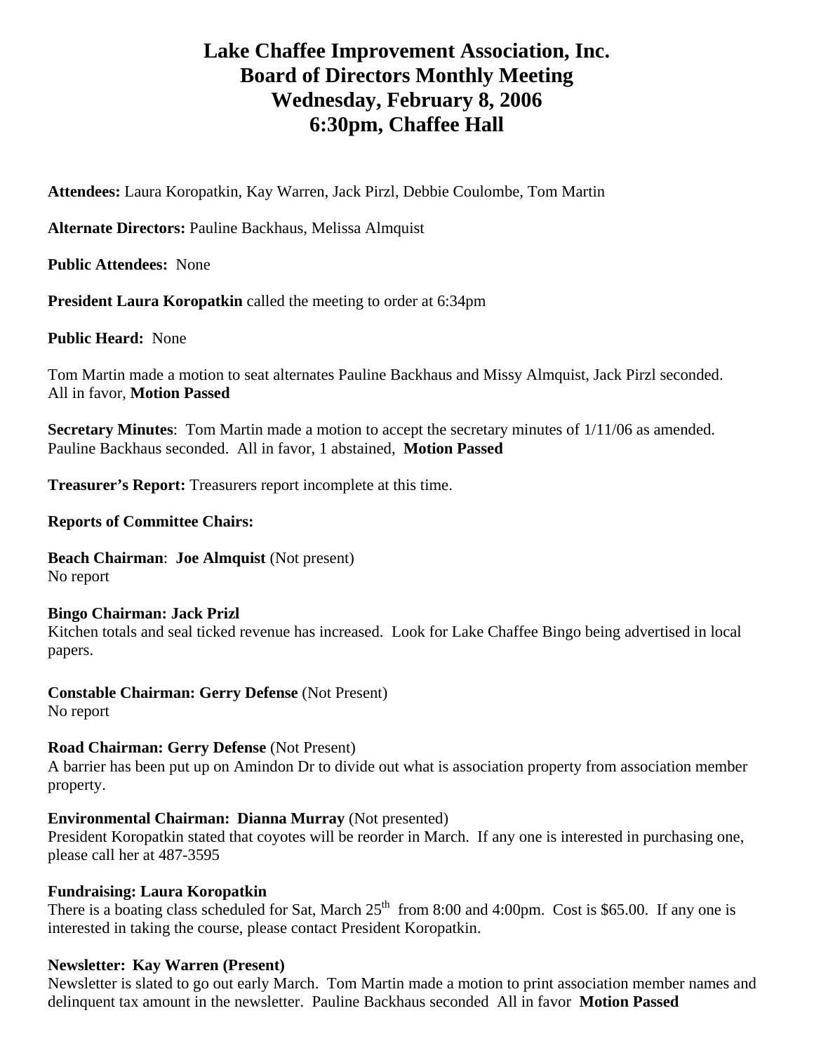# Lake Chaffee Improvement Association, Inc.
# Board of Directors Monthly Meeting
# Wednesday, February 8, 2006
# 6:30pm, Chaffee Hall

**Attendees:** Laura Koropatkin, Kay Warren, Jack Pirzl, Debbie Coulombe, Tom Martin

**Alternate Directors:** Pauline Backhaus, Melissa Almquist

**Public Attendees:** None

**President Laura Koropatkin** called the meeting to order at 6:34pm

**Public Heard:** None

Tom Martin made a motion to seat alternates Pauline Backhaus and Missy Almquist, Jack Pirzl seconded. All in favor, **Motion Passed**

**Secretary Minutes**: Tom Martin made a motion to accept the secretary minutes of 1/11/06 as amended. Pauline Backhaus seconded. All in favor, 1 abstained, **Motion Passed**

**Treasurer's Report:** Treasurers report incomplete at this time.

**Reports of Committee Chairs:**

**Beach Chairman**: **Joe Almquist** (Not present)
No report

**Bingo Chairman: Jack Prizl**
Kitchen totals and seal ticked revenue has increased. Look for Lake Chaffee Bingo being advertised in local papers.

**Constable Chairman: Gerry Defense** (Not Present)
No report

**Road Chairman: Gerry Defense** (Not Present)
A barrier has been put up on Amindon Dr to divide out what is association property from association member property.

**Environmental Chairman: Dianna Murray** (Not presented)
President Koropatkin stated that coyotes will be reorder in March. If any one is interested in purchasing one, please call her at 487-3595

**Fundraising: Laura Koropatkin**
There is a boating class scheduled for Sat, March 25th from 8:00 and 4:00pm. Cost is $65.00. If any one is interested in taking the course, please contact President Koropatkin.

**Newsletter: Kay Warren (Present)**
Newsletter is slated to go out early March. Tom Martin made a motion to print association member names and delinquent tax amount in the newsletter. Pauline Backhaus seconded All in favor **Motion Passed**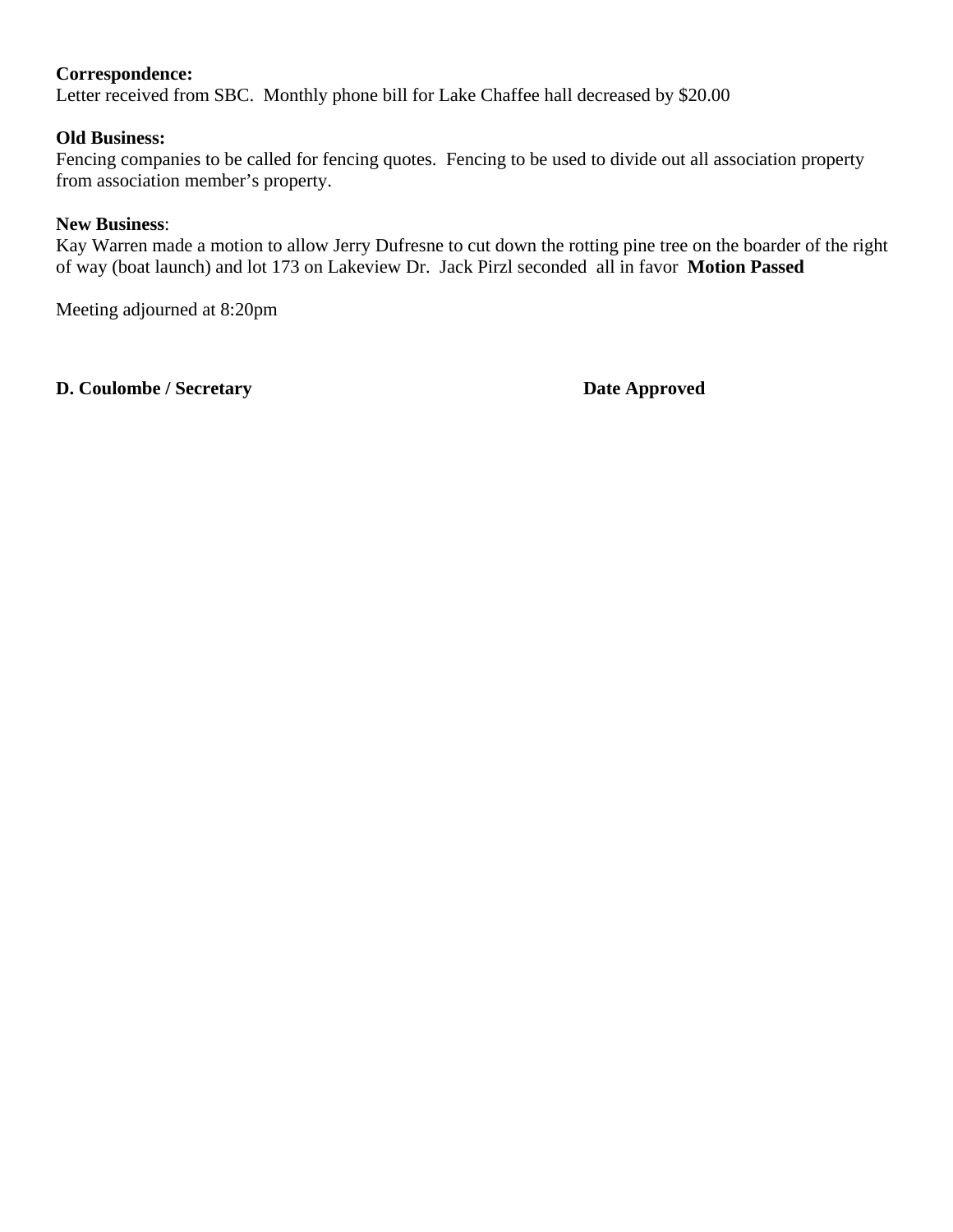**Correspondence:**
Letter received from SBC. Monthly phone bill for Lake Chaffee hall decreased by $20.00

**Old Business:**
Fencing companies to be called for fencing quotes. Fencing to be used to divide out all association property from association member's property.

**New Business**:
Kay Warren made a motion to allow Jerry Dufresne to cut down the rotting pine tree on the boarder of the right of way (boat launch) and lot 173 on Lakeview Dr. Jack Pirzl seconded all in favor **Motion Passed**

Meeting adjourned at 8:20pm

**D. Coulombe / Secretary** **Date Approved**